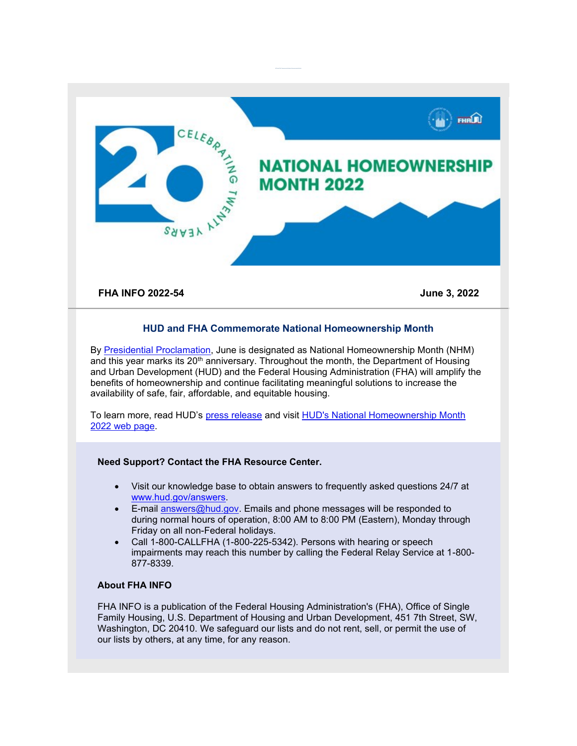# NATIONAL HOMEOWNERSHIP MONTH 2022

**FHA INFO 2022-54** **June 3, 2022**

## HUD and FHA Commemorate National Homeownership Month

By Presidential Proclamation, June is designated as National Homeownership Month (NHM) and this year marks its 20th anniversary. Throughout the month, the Department of Housing and Urban Development (HUD) and the Federal Housing Administration (FHA) will amplify the benefits of homeownership and continue facilitating meaningful solutions to increase the availability of safe, fair, affordable, and equitable housing.

To learn more, read HUD's press release and visit HUD's National Homeownership Month 2022 web page.

**Need Support? Contact the FHA Resource Center.**

- Visit our knowledge base to obtain answers to frequently asked questions 24/7 at www.hud.gov/answers.
- E-mail answers@hud.gov. Emails and phone messages will be responded to during normal hours of operation, 8:00 AM to 8:00 PM (Eastern), Monday through Friday on all non-Federal holidays.
- Call 1-800-CALLFHA (1-800-225-5342). Persons with hearing or speech impairments may reach this number by calling the Federal Relay Service at 1-800-877-8339.

**About FHA INFO**

FHA INFO is a publication of the Federal Housing Administration's (FHA), Office of Single Family Housing, U.S. Department of Housing and Urban Development, 451 7th Street, SW, Washington, DC 20410. We safeguard our lists and do not rent, sell, or permit the use of our lists by others, at any time, for any reason.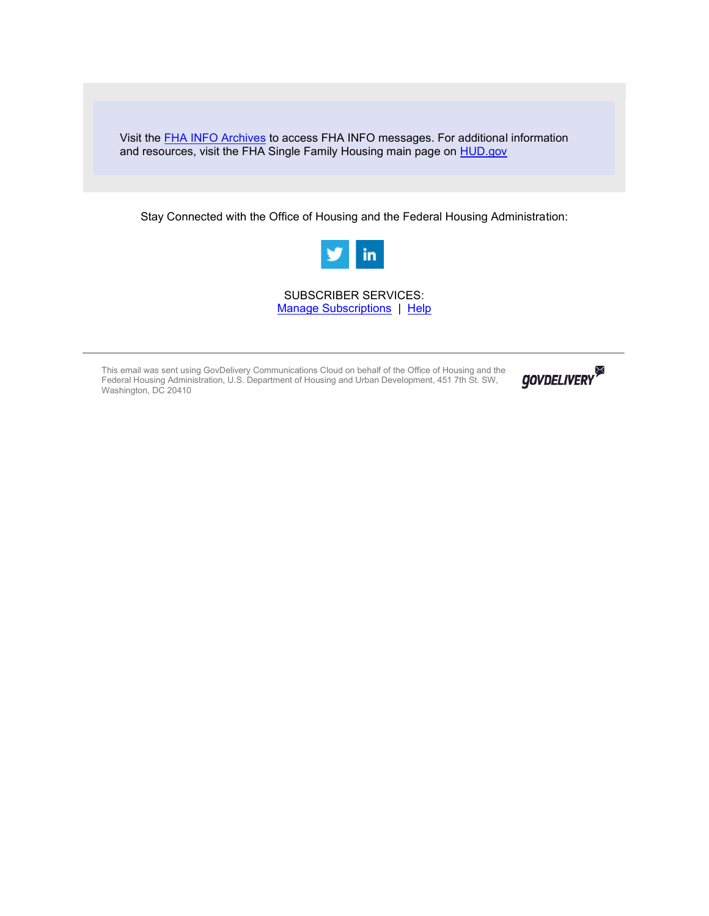Visit the FHA INFO Archives to access FHA INFO messages. For additional information and resources, visit the FHA Single Family Housing main page on HUD.gov

Stay Connected with the Office of Housing and the Federal Housing Administration:

SUBSCRIBER SERVICES:
Manage Subscriptions | Help

---

This email was sent using GovDelivery Communications Cloud on behalf of the Office of Housing and the Federal Housing Administration, U.S. Department of Housing and Urban Development, 451 7th St. SW, Washington, DC 20410